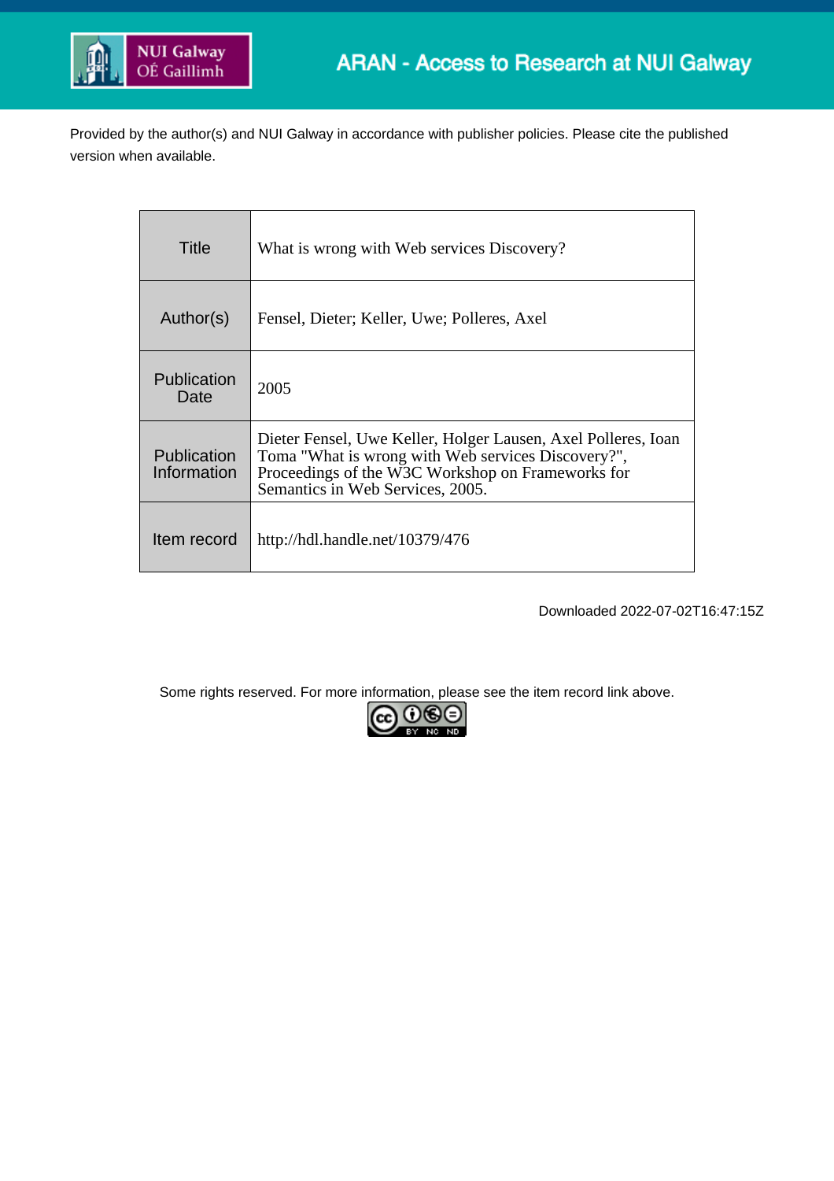ARAN - Access to Research at NUI Galway

Provided by the author(s) and NUI Galway in accordance with publisher policies. Please cite the published version when available.

| | |
|---|---|
| Title | What is wrong with Web services Discovery? |
| Author(s) | Fensel, Dieter; Keller, Uwe; Polleres, Axel |
| Publication Date | 2005 |
| Publication Information | Dieter Fensel, Uwe Keller, Holger Lausen, Axel Polleres, Ioan Toma "What is wrong with Web services Discovery?", Proceedings of the W3C Workshop on Frameworks for Semantics in Web Services, 2005. |
| Item record | http://hdl.handle.net/10379/476 |

Downloaded 2022-07-02T16:47:15Z

Some rights reserved. For more information, please see the item record link above.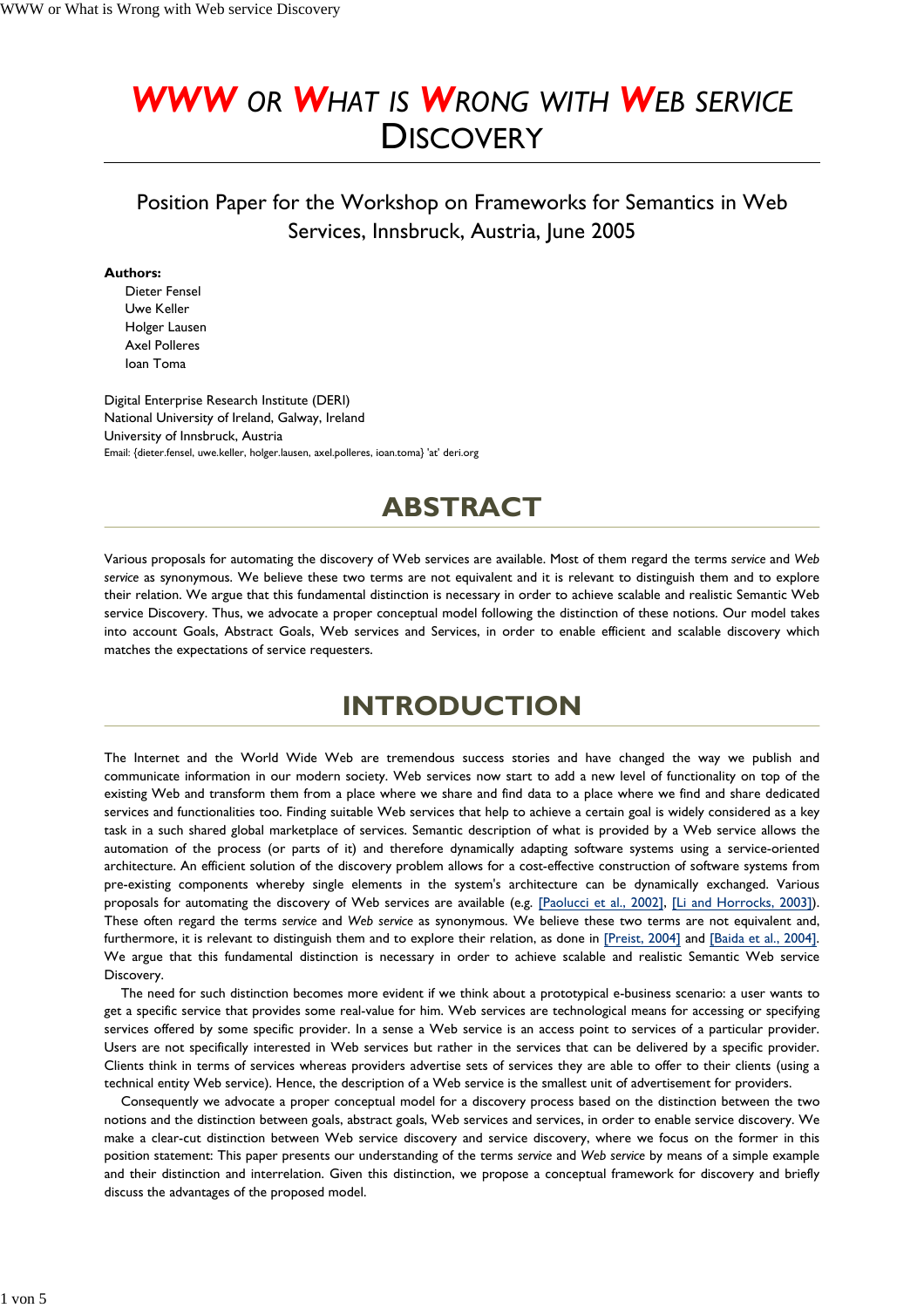# WWW OR WHAT IS WRONG WITH WEB SERVICE DISCOVERY

## Position Paper for the Workshop on Frameworks for Semantics in Web Services, Innsbruck, Austria, June 2005

**Authors:**

Dieter Fensel
Uwe Keller
Holger Lausen
Axel Polleres
Ioan Toma

Digital Enterprise Research Institute (DERI)
National University of Ireland, Galway, Ireland
University of Innsbruck, Austria
Email: {dieter.fensel, uwe.keller, holger.lausen, axel.polleres, ioan.toma} 'at' deri.org

## ABSTRACT

Various proposals for automating the discovery of Web services are available. Most of them regard the terms *service* and *Web service* as synonymous. We believe these two terms are not equivalent and it is relevant to distinguish them and to explore their relation. We argue that this fundamental distinction is necessary in order to achieve scalable and realistic Semantic Web service Discovery. Thus, we advocate a proper conceptual model following the distinction of these notions. Our model takes into account Goals, Abstract Goals, Web services and Services, in order to enable efficient and scalable discovery which matches the expectations of service requesters.

## INTRODUCTION

The Internet and the World Wide Web are tremendous success stories and have changed the way we publish and communicate information in our modern society. Web services now start to add a new level of functionality on top of the existing Web and transform them from a place where we share and find data to a place where we find and share dedicated services and functionalities too. Finding suitable Web services that help to achieve a certain goal is widely considered as a key task in a such shared global marketplace of services. Semantic description of what is provided by a Web service allows the automation of the process (or parts of it) and therefore dynamically adapting software systems using a service-oriented architecture. An efficient solution of the discovery problem allows for a cost-effective construction of software systems from pre-existing components whereby single elements in the system's architecture can be dynamically exchanged. Various proposals for automating the discovery of Web services are available (e.g. [Paolucci et al., 2002], [Li and Horrocks, 2003]). These often regard the terms *service* and *Web service* as synonymous. We believe these two terms are not equivalent and, furthermore, it is relevant to distinguish them and to explore their relation, as done in [Preist, 2004] and [Baida et al., 2004]. We argue that this fundamental distinction is necessary in order to achieve scalable and realistic Semantic Web service Discovery.

The need for such distinction becomes more evident if we think about a prototypical e-business scenario: a user wants to get a specific service that provides some real-value for him. Web services are technological means for accessing or specifying services offered by some specific provider. In a sense a Web service is an access point to services of a particular provider. Users are not specifically interested in Web services but rather in the services that can be delivered by a specific provider. Clients think in terms of services whereas providers advertise sets of services they are able to offer to their clients (using a technical entity Web service). Hence, the description of a Web service is the smallest unit of advertisement for providers.

Consequently we advocate a proper conceptual model for a discovery process based on the distinction between the two notions and the distinction between goals, abstract goals, Web services and services, in order to enable service discovery. We make a clear-cut distinction between Web service discovery and service discovery, where we focus on the former in this position statement: This paper presents our understanding of the terms *service* and *Web service* by means of a simple example and their distinction and interrelation. Given this distinction, we propose a conceptual framework for discovery and briefly discuss the advantages of the proposed model.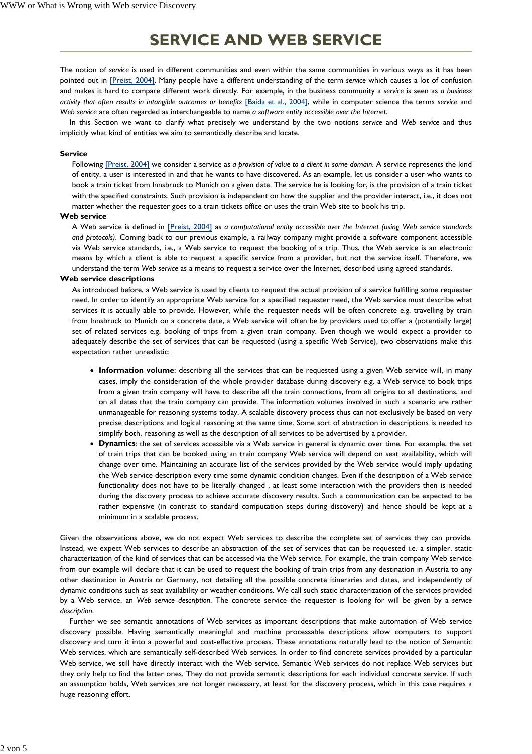# SERVICE AND WEB SERVICE

The notion of *service* is used in different communities and even within the same communities in various ways as it has been pointed out in [Preist, 2004]. Many people have a different understanding of the term *service* which causes a lot of confusion and makes it hard to compare different work directly. For example, in the business community a *service* is seen as *a business activity that often results in intangible outcomes or benefits* [Baida et al., 2004], while in computer science the terms *service* and *Web service* are often regarded as interchangeable to name *a software entity accessible over the Internet*.

In this Section we want to clarify what precisely we understand by the two notions *service* and *Web service* and thus implicitly what kind of entities we aim to semantically describe and locate.

**Service**

Following [Preist, 2004] we consider a service as *a provision of value to a client in some domain*. A service represents the kind of entity, a user is interested in and that he wants to have discovered. As an example, let us consider a user who wants to book a train ticket from Innsbruck to Munich on a given date. The service he is looking for, is the provision of a train ticket with the specified constraints. Such provision is independent on how the supplier and the provider interact, i.e., it does not matter whether the requester goes to a train tickets office or uses the train Web site to book his trip.

**Web service**

A Web service is defined in [Preist, 2004] as *a computational entity accessible over the Internet (using Web service standards and protocols)*. Coming back to our previous example, a railway company might provide a software component accessible via Web service standards, i.e., a Web service to request the booking of a trip. Thus, the Web service is an electronic means by which a client is able to request a specific service from a provider, but not the service itself. Therefore, we understand the term *Web service* as a means to request a service over the Internet, described using agreed standards.

**Web service descriptions**

As introduced before, a Web service is used by clients to request the actual provision of a service fulfilling some requester need. In order to identify an appropriate Web service for a specified requester need, the Web service must describe what services it is actually able to provide. However, while the requester needs will be often concrete e.g. travelling by train from Innsbruck to Munich on a concrete date, a Web service will often be by providers used to offer a (potentially large) set of related services e.g. booking of trips from a given train company. Even though we would expect a provider to adequately describe the set of services that can be requested (using a specific Web Service), two observations make this expectation rather unrealistic:

- **Information volume**: describing all the services that can be requested using a given Web service will, in many cases, imply the consideration of the whole provider database during discovery e.g. a Web service to book trips from a given train company will have to describe all the train connections, from all origins to all destinations, and on all dates that the train company can provide. The information volumes involved in such a scenario are rather unmanageable for reasoning systems today. A scalable discovery process thus can not exclusively be based on very precise descriptions and logical reasoning at the same time. Some sort of abstraction in descriptions is needed to simplify both, reasoning as well as the description of all services to be advertised by a provider.
- **Dynamics**: the set of services accessible via a Web service in general is dynamic over time. For example, the set of train trips that can be booked using an train company Web service will depend on seat availability, which will change over time. Maintaining an accurate list of the services provided by the Web service would imply updating the Web service description every time some dynamic condition changes. Even if the description of a Web service functionality does not have to be literally changed , at least some interaction with the providers then is needed during the discovery process to achieve accurate discovery results. Such a communication can be expected to be rather expensive (in contrast to standard computation steps during discovery) and hence should be kept at a minimum in a scalable process.

Given the observations above, we do not expect Web services to describe the complete set of services they can provide. Instead, we expect Web services to describe an abstraction of the set of services that can be requested i.e. a simpler, static characterization of the kind of services that can be accessed via the Web service. For example, the train company Web service from our example will declare that it can be used to request the booking of train trips from any destination in Austria to any other destination in Austria or Germany, not detailing all the possible concrete itineraries and dates, and independently of dynamic conditions such as seat availability or weather conditions. We call such static characterization of the services provided by a Web service, an *Web service description*. The concrete service the requester is looking for will be given by a *service description*.

Further we see semantic annotations of Web services as important descriptions that make automation of Web service discovery possible. Having semantically meaningful and machine processable descriptions allow computers to support discovery and turn it into a powerful and cost-effective process. These annotations naturally lead to the notion of Semantic Web services, which are semantically self-described Web services. In order to find concrete services provided by a particular Web service, we still have directly interact with the Web service. Semantic Web services do not replace Web services but they only help to find the latter ones. They do not provide semantic descriptions for each individual concrete service. If such an assumption holds, Web services are not longer necessary, at least for the discovery process, which in this case requires a huge reasoning effort.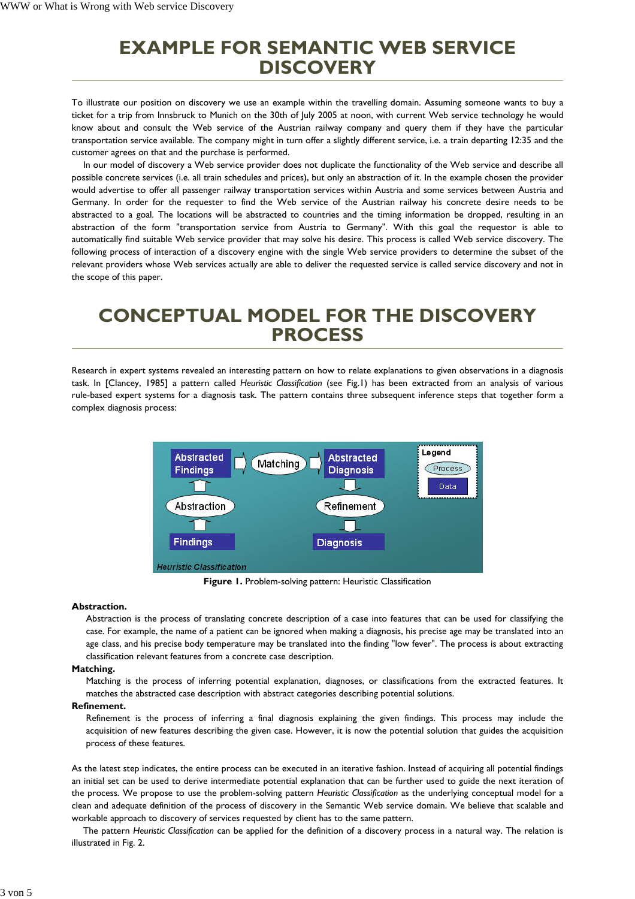# EXAMPLE FOR SEMANTIC WEB SERVICE DISCOVERY

To illustrate our position on discovery we use an example within the travelling domain. Assuming someone wants to buy a ticket for a trip from Innsbruck to Munich on the 30th of July 2005 at noon, with current Web service technology he would know about and consult the Web service of the Austrian railway company and query them if they have the particular transportation service available. The company might in turn offer a slightly different service, i.e. a train departing 12:35 and the customer agrees on that and the purchase is performed.

In our model of discovery a Web service provider does not duplicate the functionality of the Web service and describe all possible concrete services (i.e. all train schedules and prices), but only an abstraction of it. In the example chosen the provider would advertise to offer all passenger railway transportation services within Austria and some services between Austria and Germany. In order for the requester to find the Web service of the Austrian railway his concrete desire needs to be abstracted to a goal. The locations will be abstracted to countries and the timing information be dropped, resulting in an abstraction of the form "transportation service from Austria to Germany". With this goal the requestor is able to automatically find suitable Web service provider that may solve his desire. This process is called Web service discovery. The following process of interaction of a discovery engine with the single Web service providers to determine the subset of the relevant providers whose Web services actually are able to deliver the requested service is called service discovery and not in the scope of this paper.

# CONCEPTUAL MODEL FOR THE DISCOVERY PROCESS

Research in expert systems revealed an interesting pattern on how to relate explanations to given observations in a diagnosis task. In [Clancey, 1985] a pattern called *Heuristic Classification* (see Fig.1) has been extracted from an analysis of various rule-based expert systems for a diagnosis task. The pattern contains three subsequent inference steps that together form a complex diagnosis process:

**Figure 1.** Problem-solving pattern: Heuristic Classification

**Abstraction.**
Abstraction is the process of translating concrete description of a case into features that can be used for classifying the case. For example, the name of a patient can be ignored when making a diagnosis, his precise age may be translated into an age class, and his precise body temperature may be translated into the finding "low fever". The process is about extracting classification relevant features from a concrete case description.

**Matching.**
Matching is the process of inferring potential explanation, diagnoses, or classifications from the extracted features. It matches the abstracted case description with abstract categories describing potential solutions.

**Refinement.**
Refinement is the process of inferring a final diagnosis explaining the given findings. This process may include the acquisition of new features describing the given case. However, it is now the potential solution that guides the acquisition process of these features.

As the latest step indicates, the entire process can be executed in an iterative fashion. Instead of acquiring all potential findings an initial set can be used to derive intermediate potential explanation that can be further used to guide the next iteration of the process. We propose to use the problem-solving pattern *Heuristic Classification* as the underlying conceptual model for a clean and adequate definition of the process of discovery in the Semantic Web service domain. We believe that scalable and workable approach to discovery of services requested by client has to the same pattern.

The pattern *Heuristic Classification* can be applied for the definition of a discovery process in a natural way. The relation is illustrated in Fig. 2.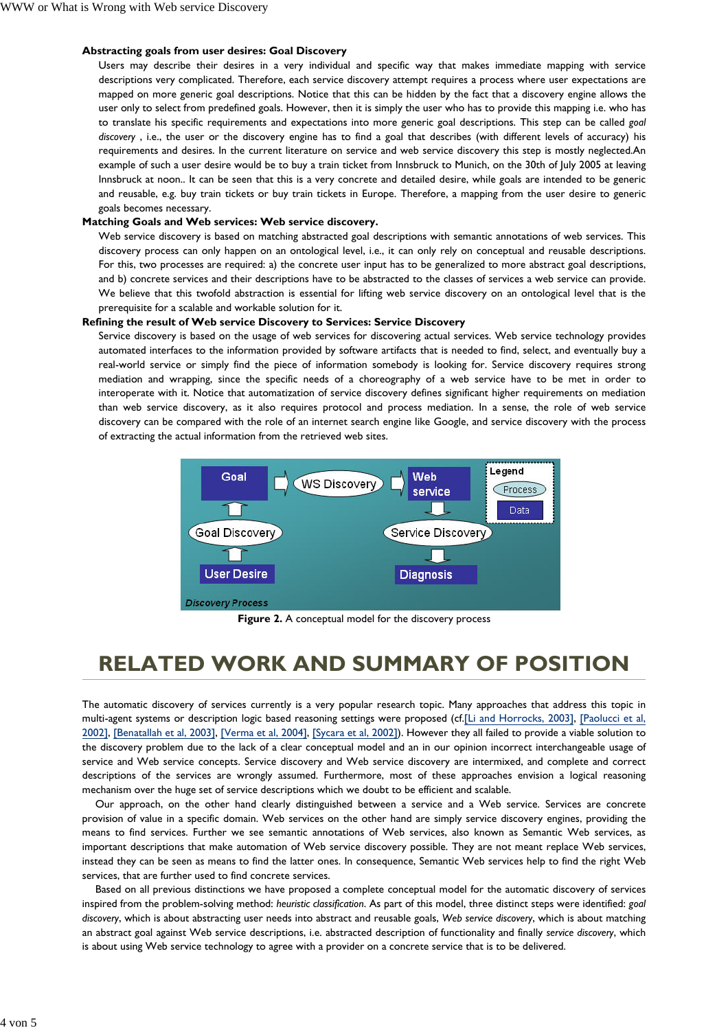**Abstracting goals from user desires: Goal Discovery**

Users may describe their desires in a very individual and specific way that makes immediate mapping with service descriptions very complicated. Therefore, each service discovery attempt requires a process where user expectations are mapped on more generic goal descriptions. Notice that this can be hidden by the fact that a discovery engine allows the user only to select from predefined goals. However, then it is simply the user who has to provide this mapping i.e. who has to translate his specific requirements and expectations into more generic goal descriptions. This step can be called *goal discovery* , i.e., the user or the discovery engine has to find a goal that describes (with different levels of accuracy) his requirements and desires. In the current literature on service and web service discovery this step is mostly neglected.An example of such a user desire would be to buy a train ticket from Innsbruck to Munich, on the 30th of July 2005 at leaving Innsbruck at noon.. It can be seen that this is a very concrete and detailed desire, while goals are intended to be generic and reusable, e.g. buy train tickets or buy train tickets in Europe. Therefore, a mapping from the user desire to generic goals becomes necessary.

**Matching Goals and Web services: Web service discovery.**

Web service discovery is based on matching abstracted goal descriptions with semantic annotations of web services. This discovery process can only happen on an ontological level, i.e., it can only rely on conceptual and reusable descriptions. For this, two processes are required: a) the concrete user input has to be generalized to more abstract goal descriptions, and b) concrete services and their descriptions have to be abstracted to the classes of services a web service can provide. We believe that this twofold abstraction is essential for lifting web service discovery on an ontological level that is the prerequisite for a scalable and workable solution for it.

**Refining the result of Web service Discovery to Services: Service Discovery**

Service discovery is based on the usage of web services for discovering actual services. Web service technology provides automated interfaces to the information provided by software artifacts that is needed to find, select, and eventually buy a real-world service or simply find the piece of information somebody is looking for. Service discovery requires strong mediation and wrapping, since the specific needs of a choreography of a web service have to be met in order to interoperate with it. Notice that automatization of service discovery defines significant higher requirements on mediation than web service discovery, as it also requires protocol and process mediation. In a sense, the role of web service discovery can be compared with the role of an internet search engine like Google, and service discovery with the process of extracting the actual information from the retrieved web sites.

**Figure 2.** A conceptual model for the discovery process

# RELATED WORK AND SUMMARY OF POSITION

The automatic discovery of services currently is a very popular research topic. Many approaches that address this topic in multi-agent systems or description logic based reasoning settings were proposed (cf.[Li and Horrocks, 2003], [Paolucci et al, 2002], [Benatallah et al, 2003], [Verma et al, 2004], [Sycara et al, 2002]). However they all failed to provide a viable solution to the discovery problem due to the lack of a clear conceptual model and an in our opinion incorrect interchangeable usage of service and Web service concepts. Service discovery and Web service discovery are intermixed, and complete and correct descriptions of the services are wrongly assumed. Furthermore, most of these approaches envision a logical reasoning mechanism over the huge set of service descriptions which we doubt to be efficient and scalable.

Our approach, on the other hand clearly distinguished between a service and a Web service. Services are concrete provision of value in a specific domain. Web services on the other hand are simply service discovery engines, providing the means to find services. Further we see semantic annotations of Web services, also known as Semantic Web services, as important descriptions that make automation of Web service discovery possible. They are not meant replace Web services, instead they can be seen as means to find the latter ones. In consequence, Semantic Web services help to find the right Web services, that are further used to find concrete services.

Based on all previous distinctions we have proposed a complete conceptual model for the automatic discovery of services inspired from the problem-solving method: *heuristic classification*. As part of this model, three distinct steps were identified: *goal discovery*, which is about abstracting user needs into abstract and reusable goals, *Web service discovery*, which is about matching an abstract goal against Web service descriptions, i.e. abstracted description of functionality and finally *service discovery*, which is about using Web service technology to agree with a provider on a concrete service that is to be delivered.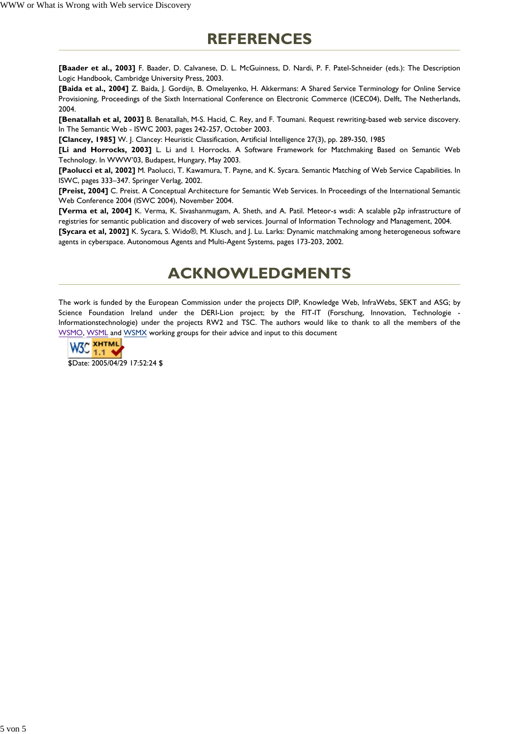# REFERENCES

**[Baader et al., 2003]** F. Baader, D. Calvanese, D. L. McGuinness, D. Nardi, P. F. Patel-Schneider (eds.): The Description Logic Handbook, Cambridge University Press, 2003.

**[Baida et al., 2004]** Z. Baida, J. Gordijn, B. Omelayenko, H. Akkermans: A Shared Service Terminology for Online Service Provisioning, Proceedings of the Sixth International Conference on Electronic Commerce (ICEC04), Delft, The Netherlands, 2004.

**[Benatallah et al, 2003]** B. Benatallah, M-S. Hacid, C. Rey, and F. Toumani. Request rewriting-based web service discovery. In The Semantic Web - ISWC 2003, pages 242-257, October 2003.

**[Clancey, 1985]** W. J. Clancey: Heuristic Classification, Artificial Intelligence 27(3), pp. 289-350, 1985

**[Li and Horrocks, 2003]** L. Li and I. Horrocks. A Software Framework for Matchmaking Based on Semantic Web Technology. In WWW'03, Budapest, Hungary, May 2003.

**[Paolucci et al, 2002]** M. Paolucci, T. Kawamura, T. Payne, and K. Sycara. Semantic Matching of Web Service Capabilities. In ISWC, pages 333–347. Springer Verlag, 2002.

**[Preist, 2004]** C. Preist. A Conceptual Architecture for Semantic Web Services. In Proceedings of the International Semantic Web Conference 2004 (ISWC 2004), November 2004.

**[Verma et al, 2004]** K. Verma, K. Sivashanmugam, A. Sheth, and A. Patil. Meteor-s wsdi: A scalable p2p infrastructure of registries for semantic publication and discovery of web services. Journal of Information Technology and Management, 2004.

**[Sycara et al, 2002]** K. Sycara, S. Wido®, M. Klusch, and J. Lu. Larks: Dynamic matchmaking among heterogeneous software agents in cyberspace. Autonomous Agents and Multi-Agent Systems, pages 173-203, 2002.

# ACKNOWLEDGMENTS

The work is funded by the European Commission under the projects DIP, Knowledge Web, InfraWebs, SEKT and ASG; by Science Foundation Ireland under the DERI-Lion project; by the FIT-IT (Forschung, Innovation, Technologie - Informationstechnologie) under the projects RW2 and TSC. The authors would like to thank to all the members of the WSMO, WSML and WSMX working groups for their advice and input to this document

$Date: 2005/04/29 17:52:24 $